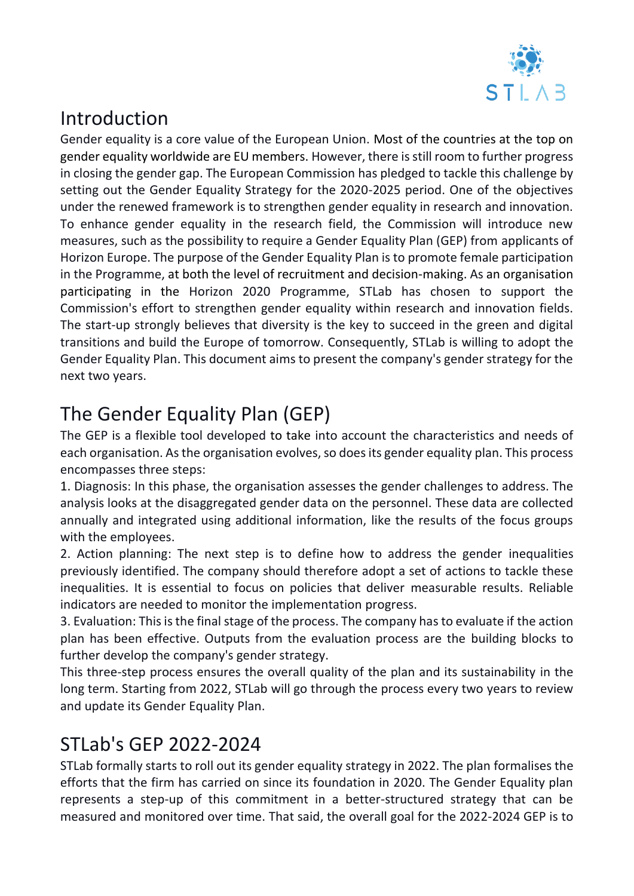## Introduction

Gender equality is a core value of the European Union. Most of the countries at the top on gender equality worldwide are EU members. However, there is still room to further progress in closing the gender gap. The European Commission has pledged to tackle this challenge by setting out the Gender Equality Strategy for the 2020-2025 period. One of the objectives under the renewed framework is to strengthen gender equality in research and innovation. To enhance gender equality in the research field, the Commission will introduce new measures, such as the possibility to require a Gender Equality Plan (GEP) from applicants of Horizon Europe. The purpose of the Gender Equality Plan is to promote female participation in the Programme, at both the level of recruitment and decision-making. As an organisation participating in the Horizon 2020 Programme, STLab has chosen to support the Commission's effort to strengthen gender equality within research and innovation fields. The start-up strongly believes that diversity is the key to succeed in the green and digital transitions and build the Europe of tomorrow. Consequently, STLab is willing to adopt the Gender Equality Plan. This document aims to present the company's gender strategy for the next two years.

## The Gender Equality Plan (GEP)

The GEP is a flexible tool developed to take into account the characteristics and needs of each organisation. As the organisation evolves, so does its gender equality plan. This process encompasses three steps:

1. Diagnosis: In this phase, the organisation assesses the gender challenges to address. The analysis looks at the disaggregated gender data on the personnel. These data are collected annually and integrated using additional information, like the results of the focus groups with the employees.
2. Action planning: The next step is to define how to address the gender inequalities previously identified. The company should therefore adopt a set of actions to tackle these inequalities. It is essential to focus on policies that deliver measurable results. Reliable indicators are needed to monitor the implementation progress.
3. Evaluation: This is the final stage of the process. The company has to evaluate if the action plan has been effective. Outputs from the evaluation process are the building blocks to further develop the company's gender strategy.

This three-step process ensures the overall quality of the plan and its sustainability in the long term. Starting from 2022, STLab will go through the process every two years to review and update its Gender Equality Plan.

## STLab's GEP 2022-2024

STLab formally starts to roll out its gender equality strategy in 2022. The plan formalises the efforts that the firm has carried on since its foundation in 2020. The Gender Equality plan represents a step-up of this commitment in a better-structured strategy that can be measured and monitored over time. That said, the overall goal for the 2022-2024 GEP is to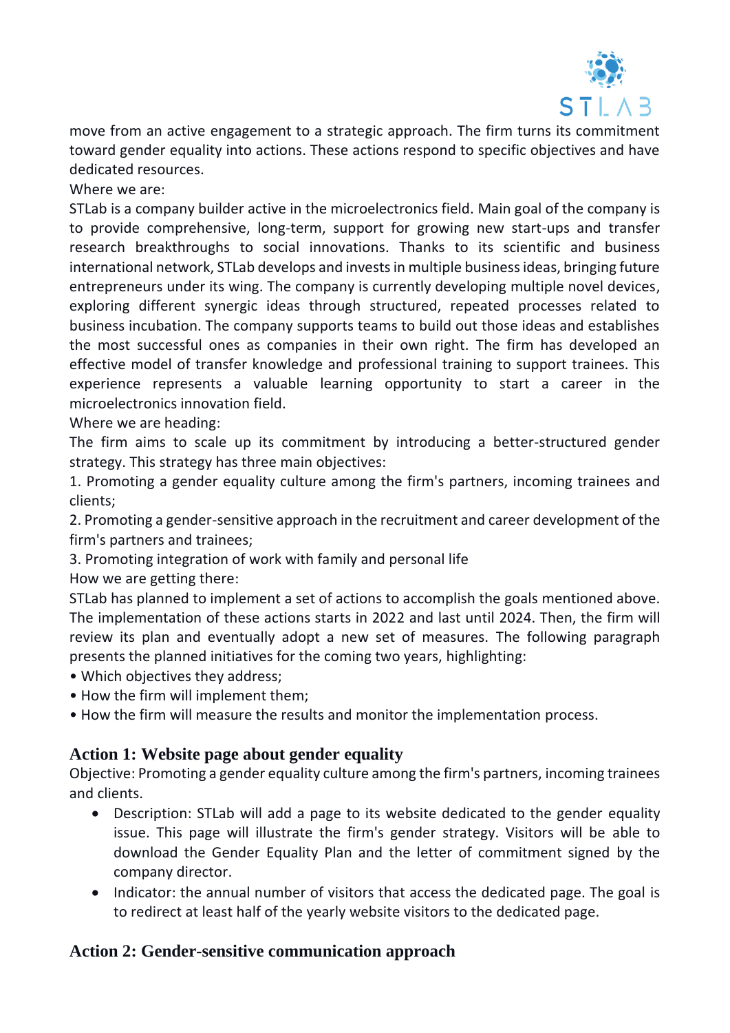move from an active engagement to a strategic approach. The firm turns its commitment toward gender equality into actions. These actions respond to specific objectives and have dedicated resources.

Where we are:

STLab is a company builder active in the microelectronics field. Main goal of the company is to provide comprehensive, long-term, support for growing new start-ups and transfer research breakthroughs to social innovations. Thanks to its scientific and business international network, STLab develops and invests in multiple business ideas, bringing future entrepreneurs under its wing. The company is currently developing multiple novel devices, exploring different synergic ideas through structured, repeated processes related to business incubation. The company supports teams to build out those ideas and establishes the most successful ones as companies in their own right. The firm has developed an effective model of transfer knowledge and professional training to support trainees. This experience represents a valuable learning opportunity to start a career in the microelectronics innovation field.

Where we are heading:

The firm aims to scale up its commitment by introducing a better-structured gender strategy. This strategy has three main objectives:

1. Promoting a gender equality culture among the firm's partners, incoming trainees and clients;
2. Promoting a gender-sensitive approach in the recruitment and career development of the firm's partners and trainees;
3. Promoting integration of work with family and personal life

How we are getting there:

STLab has planned to implement a set of actions to accomplish the goals mentioned above. The implementation of these actions starts in 2022 and last until 2024. Then, the firm will review its plan and eventually adopt a new set of measures. The following paragraph presents the planned initiatives for the coming two years, highlighting:

- Which objectives they address;
- How the firm will implement them;
- How the firm will measure the results and monitor the implementation process.

## Action 1: Website page about gender equality

Objective: Promoting a gender equality culture among the firm's partners, incoming trainees and clients.

- Description: STLab will add a page to its website dedicated to the gender equality issue. This page will illustrate the firm's gender strategy. Visitors will be able to download the Gender Equality Plan and the letter of commitment signed by the company director.
- Indicator: the annual number of visitors that access the dedicated page. The goal is to redirect at least half of the yearly website visitors to the dedicated page.

## Action 2: Gender-sensitive communication approach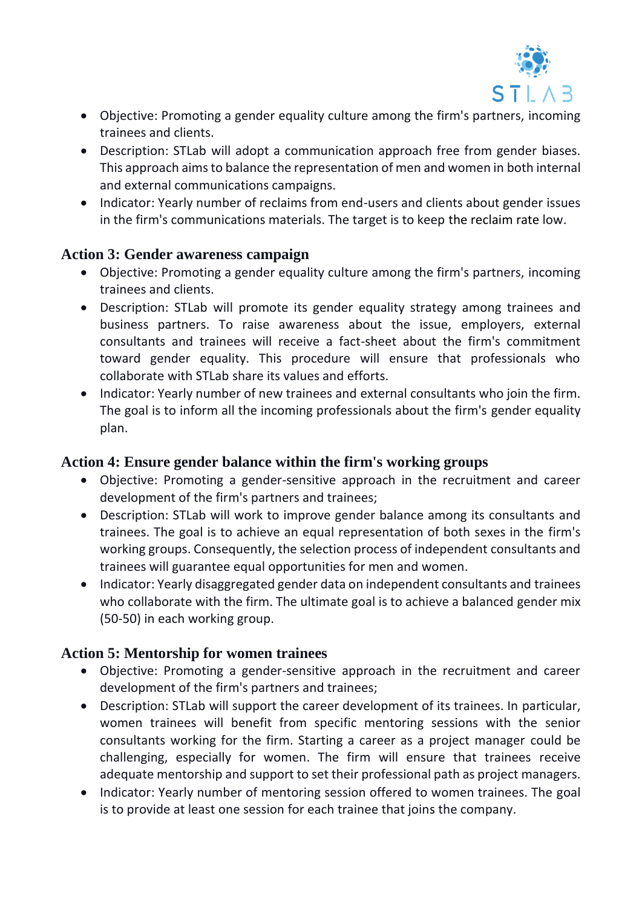- Objective: Promoting a gender equality culture among the firm's partners, incoming trainees and clients.
- Description: STLab will adopt a communication approach free from gender biases. This approach aims to balance the representation of men and women in both internal and external communications campaigns.
- Indicator: Yearly number of reclaims from end-users and clients about gender issues in the firm's communications materials. The target is to keep the reclaim rate low.

### Action 3: Gender awareness campaign

- Objective: Promoting a gender equality culture among the firm's partners, incoming trainees and clients.
- Description: STLab will promote its gender equality strategy among trainees and business partners. To raise awareness about the issue, employers, external consultants and trainees will receive a fact-sheet about the firm's commitment toward gender equality. This procedure will ensure that professionals who collaborate with STLab share its values and efforts.
- Indicator: Yearly number of new trainees and external consultants who join the firm. The goal is to inform all the incoming professionals about the firm's gender equality plan.

### Action 4: Ensure gender balance within the firm's working groups

- Objective: Promoting a gender-sensitive approach in the recruitment and career development of the firm's partners and trainees;
- Description: STLab will work to improve gender balance among its consultants and trainees. The goal is to achieve an equal representation of both sexes in the firm's working groups. Consequently, the selection process of independent consultants and trainees will guarantee equal opportunities for men and women.
- Indicator: Yearly disaggregated gender data on independent consultants and trainees who collaborate with the firm. The ultimate goal is to achieve a balanced gender mix (50-50) in each working group.

### Action 5: Mentorship for women trainees

- Objective: Promoting a gender-sensitive approach in the recruitment and career development of the firm's partners and trainees;
- Description: STLab will support the career development of its trainees. In particular, women trainees will benefit from specific mentoring sessions with the senior consultants working for the firm. Starting a career as a project manager could be challenging, especially for women. The firm will ensure that trainees receive adequate mentorship and support to set their professional path as project managers.
- Indicator: Yearly number of mentoring session offered to women trainees. The goal is to provide at least one session for each trainee that joins the company.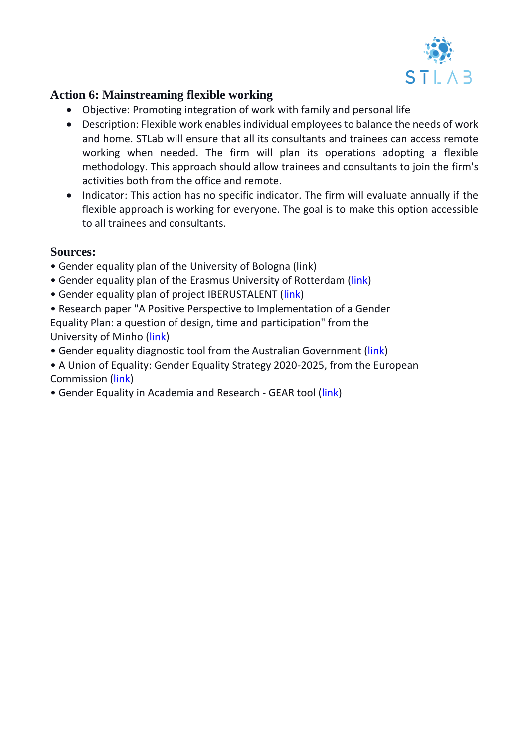### Action 6: Mainstreaming flexible working

- Objective: Promoting integration of work with family and personal life
- Description: Flexible work enables individual employees to balance the needs of work and home. STLab will ensure that all its consultants and trainees can access remote working when needed. The firm will plan its operations adopting a flexible methodology. This approach should allow trainees and consultants to join the firm's activities both from the office and remote.
- Indicator: This action has no specific indicator. The firm will evaluate annually if the flexible approach is working for everyone. The goal is to make this option accessible to all trainees and consultants.

### Sources:

- Gender equality plan of the University of Bologna (link)
- Gender equality plan of the Erasmus University of Rotterdam (link)
- Gender equality plan of project IBERUSTALENT (link)
- Research paper "A Positive Perspective to Implementation of a Gender Equality Plan: a question of design, time and participation" from the University of Minho (link)
- Gender equality diagnostic tool from the Australian Government (link)
- A Union of Equality: Gender Equality Strategy 2020-2025, from the European Commission (link)
- Gender Equality in Academia and Research - GEAR tool (link)